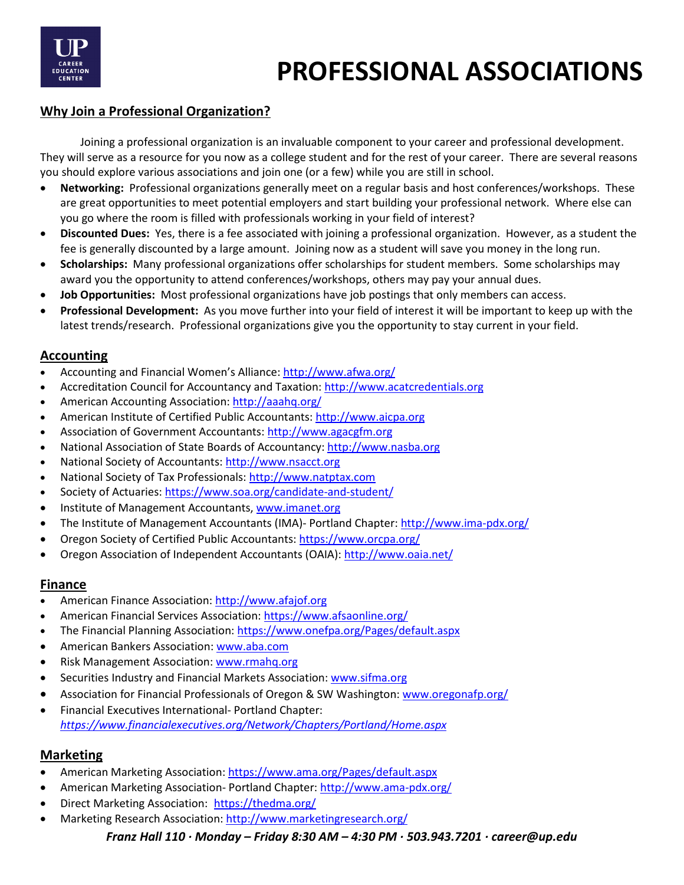# PROFESSIONAL ASSOCIATIONS

## Why Join a Professional Organization?

Joining a professional organization is an invaluable component to your career and professional development. They will serve as a resource for you now as a college student and for the rest of your career. There are several reasons you should explore various associations and join one (or a few) while you are still in school.

- **Networking:** Professional organizations generally meet on a regular basis and host conferences/workshops. These are great opportunities to meet potential employers and start building your professional network. Where else can you go where the room is filled with professionals working in your field of interest?
- **Discounted Dues:** Yes, there is a fee associated with joining a professional organization. However, as a student the fee is generally discounted by a large amount. Joining now as a student will save you money in the long run.
- **Scholarships:** Many professional organizations offer scholarships for student members. Some scholarships may award you the opportunity to attend conferences/workshops, others may pay your annual dues.
- **Job Opportunities:** Most professional organizations have job postings that only members can access.
- **Professional Development:** As you move further into your field of interest it will be important to keep up with the latest trends/research. Professional organizations give you the opportunity to stay current in your field.

## Accounting

- Accounting and Financial Women's Alliance: http://www.afwa.org/
- Accreditation Council for Accountancy and Taxation: http://www.acatcredentials.org
- American Accounting Association: http://aaahq.org/
- American Institute of Certified Public Accountants: http://www.aicpa.org
- Association of Government Accountants: http://www.agacgfm.org
- National Association of State Boards of Accountancy: http://www.nasba.org
- National Society of Accountants: http://www.nsacct.org
- National Society of Tax Professionals: http://www.natptax.com
- Society of Actuaries: https://www.soa.org/candidate-and-student/
- Institute of Management Accountants, www.imanet.org
- The Institute of Management Accountants (IMA)- Portland Chapter: http://www.ima-pdx.org/
- Oregon Society of Certified Public Accountants: https://www.orcpa.org/
- Oregon Association of Independent Accountants (OAIA): http://www.oaia.net/

## Finance

- American Finance Association: http://www.afajof.org
- American Financial Services Association: https://www.afsaonline.org/
- The Financial Planning Association: https://www.onefpa.org/Pages/default.aspx
- American Bankers Association: www.aba.com
- Risk Management Association: www.rmahq.org
- Securities Industry and Financial Markets Association: www.sifma.org
- Association for Financial Professionals of Oregon & SW Washington: www.oregonafp.org/
- Financial Executives International- Portland Chapter: *https://www.financialexecutives.org/Network/Chapters/Portland/Home.aspx*

## Marketing

- American Marketing Association: https://www.ama.org/Pages/default.aspx
- American Marketing Association- Portland Chapter: http://www.ama-pdx.org/
- Direct Marketing Association: https://thedma.org/
- Marketing Research Association: http://www.marketingresearch.org/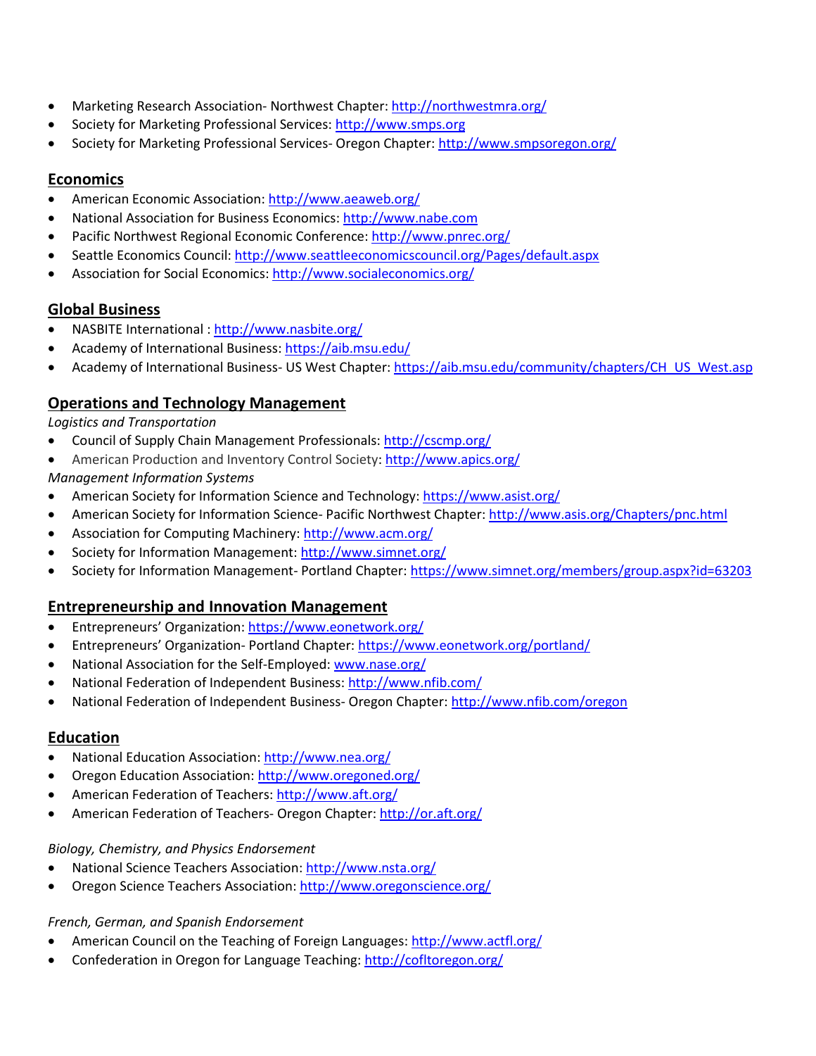- Marketing Research Association- Northwest Chapter: http://northwestmra.org/
- Society for Marketing Professional Services: http://www.smps.org
- Society for Marketing Professional Services- Oregon Chapter: http://www.smpsoregon.org/

## Economics

- American Economic Association: http://www.aeaweb.org/
- National Association for Business Economics: http://www.nabe.com
- Pacific Northwest Regional Economic Conference: http://www.pnrec.org/
- Seattle Economics Council: http://www.seattleeconomicscouncil.org/Pages/default.aspx
- Association for Social Economics: http://www.socialeconomics.org/

## Global Business

- NASBITE International : http://www.nasbite.org/
- Academy of International Business: https://aib.msu.edu/
- Academy of International Business- US West Chapter: https://aib.msu.edu/community/chapters/CH_US_West.asp

## Operations and Technology Management

*Logistics and Transportation*

- Council of Supply Chain Management Professionals: http://cscmp.org/
- American Production and Inventory Control Society: http://www.apics.org/

*Management Information Systems*

- American Society for Information Science and Technology: https://www.asist.org/
- American Society for Information Science- Pacific Northwest Chapter: http://www.asis.org/Chapters/pnc.html
- Association for Computing Machinery: http://www.acm.org/
- Society for Information Management: http://www.simnet.org/
- Society for Information Management- Portland Chapter: https://www.simnet.org/members/group.aspx?id=63203

## Entrepreneurship and Innovation Management

- Entrepreneurs' Organization: https://www.eonetwork.org/
- Entrepreneurs' Organization- Portland Chapter: https://www.eonetwork.org/portland/
- National Association for the Self-Employed: www.nase.org/
- National Federation of Independent Business: http://www.nfib.com/
- National Federation of Independent Business- Oregon Chapter: http://www.nfib.com/oregon

## Education

- National Education Association: http://www.nea.org/
- Oregon Education Association: http://www.oregoned.org/
- American Federation of Teachers: http://www.aft.org/
- American Federation of Teachers- Oregon Chapter: http://or.aft.org/

*Biology, Chemistry, and Physics Endorsement*

- National Science Teachers Association: http://www.nsta.org/
- Oregon Science Teachers Association: http://www.oregonscience.org/

*French, German, and Spanish Endorsement*

- American Council on the Teaching of Foreign Languages: http://www.actfl.org/
- Confederation in Oregon for Language Teaching: http://cofltoregon.org/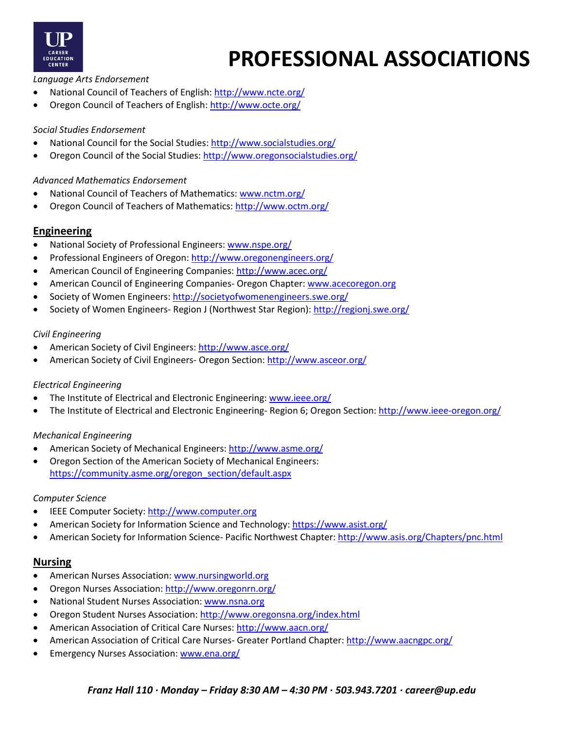# PROFESSIONAL ASSOCIATIONS

*Language Arts Endorsement*

- National Council of Teachers of English: http://www.ncte.org/
- Oregon Council of Teachers of English: http://www.octe.org/

*Social Studies Endorsement*

- National Council for the Social Studies: http://www.socialstudies.org/
- Oregon Council of the Social Studies: http://www.oregonsocialstudies.org/

*Advanced Mathematics Endorsement*

- National Council of Teachers of Mathematics: www.nctm.org/
- Oregon Council of Teachers of Mathematics: http://www.octm.org/

## Engineering

- National Society of Professional Engineers: www.nspe.org/
- Professional Engineers of Oregon: http://www.oregonengineers.org/
- American Council of Engineering Companies: http://www.acec.org/
- American Council of Engineering Companies- Oregon Chapter: www.acecoregon.org
- Society of Women Engineers: http://societyofwomenengineers.swe.org/
- Society of Women Engineers- Region J (Northwest Star Region): http://regionj.swe.org/

*Civil Engineering*

- American Society of Civil Engineers: http://www.asce.org/
- American Society of Civil Engineers- Oregon Section: http://www.asceor.org/

*Electrical Engineering*

- The Institute of Electrical and Electronic Engineering: www.ieee.org/
- The Institute of Electrical and Electronic Engineering- Region 6; Oregon Section: http://www.ieee-oregon.org/

*Mechanical Engineering*

- American Society of Mechanical Engineers: http://www.asme.org/
- Oregon Section of the American Society of Mechanical Engineers: https://community.asme.org/oregon_section/default.aspx

*Computer Science*

- IEEE Computer Society: http://www.computer.org
- American Society for Information Science and Technology: https://www.asist.org/
- American Society for Information Science- Pacific Northwest Chapter: http://www.asis.org/Chapters/pnc.html

## Nursing

- American Nurses Association: www.nursingworld.org
- Oregon Nurses Association: http://www.oregonrn.org/
- National Student Nurses Association: www.nsna.org
- Oregon Student Nurses Association: http://www.oregonsna.org/index.html
- American Association of Critical Care Nurses: http://www.aacn.org/
- American Association of Critical Care Nurses- Greater Portland Chapter: http://www.aacngpc.org/
- Emergency Nurses Association: www.ena.org/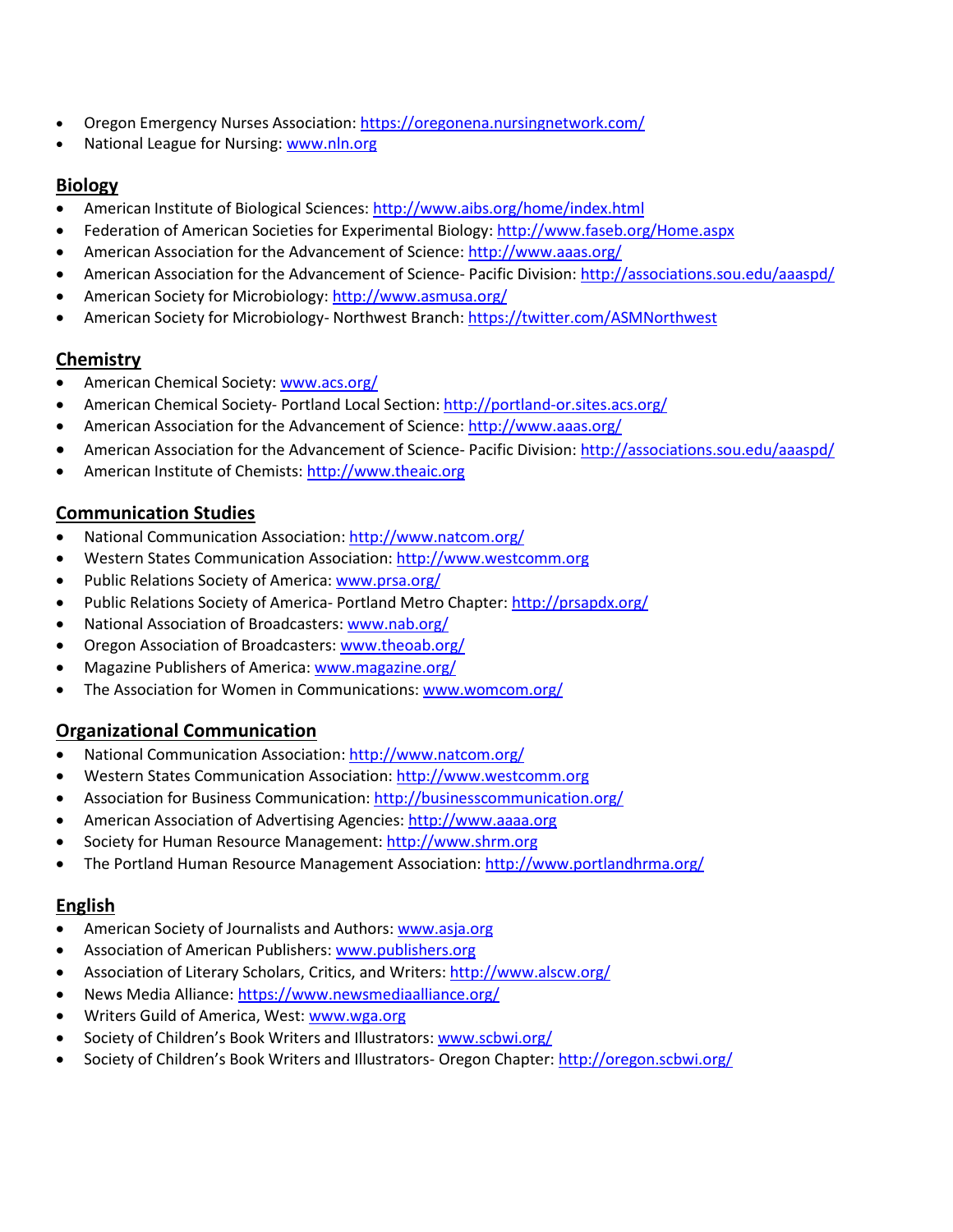- Oregon Emergency Nurses Association: https://oregonena.nursingnetwork.com/
- National League for Nursing: www.nln.org

## Biology

- American Institute of Biological Sciences: http://www.aibs.org/home/index.html
- Federation of American Societies for Experimental Biology: http://www.faseb.org/Home.aspx
- American Association for the Advancement of Science: http://www.aaas.org/
- American Association for the Advancement of Science- Pacific Division: http://associations.sou.edu/aaaspd/
- American Society for Microbiology: http://www.asmusa.org/
- American Society for Microbiology- Northwest Branch: https://twitter.com/ASMNorthwest

## Chemistry

- American Chemical Society: www.acs.org/
- American Chemical Society- Portland Local Section: http://portland-or.sites.acs.org/
- American Association for the Advancement of Science: http://www.aaas.org/
- American Association for the Advancement of Science- Pacific Division: http://associations.sou.edu/aaaspd/
- American Institute of Chemists: http://www.theaic.org

## Communication Studies

- National Communication Association: http://www.natcom.org/
- Western States Communication Association: http://www.westcomm.org
- Public Relations Society of America: www.prsa.org/
- Public Relations Society of America- Portland Metro Chapter: http://prsapdx.org/
- National Association of Broadcasters: www.nab.org/
- Oregon Association of Broadcasters: www.theoab.org/
- Magazine Publishers of America: www.magazine.org/
- The Association for Women in Communications: www.womcom.org/

## Organizational Communication

- National Communication Association: http://www.natcom.org/
- Western States Communication Association: http://www.westcomm.org
- Association for Business Communication: http://businesscommunication.org/
- American Association of Advertising Agencies: http://www.aaaa.org
- Society for Human Resource Management: http://www.shrm.org
- The Portland Human Resource Management Association: http://www.portlandhrma.org/

## English

- American Society of Journalists and Authors: www.asja.org
- Association of American Publishers: www.publishers.org
- Association of Literary Scholars, Critics, and Writers: http://www.alscw.org/
- News Media Alliance: https://www.newsmediaalliance.org/
- Writers Guild of America, West: www.wga.org
- Society of Children's Book Writers and Illustrators: www.scbwi.org/
- Society of Children's Book Writers and Illustrators- Oregon Chapter: http://oregon.scbwi.org/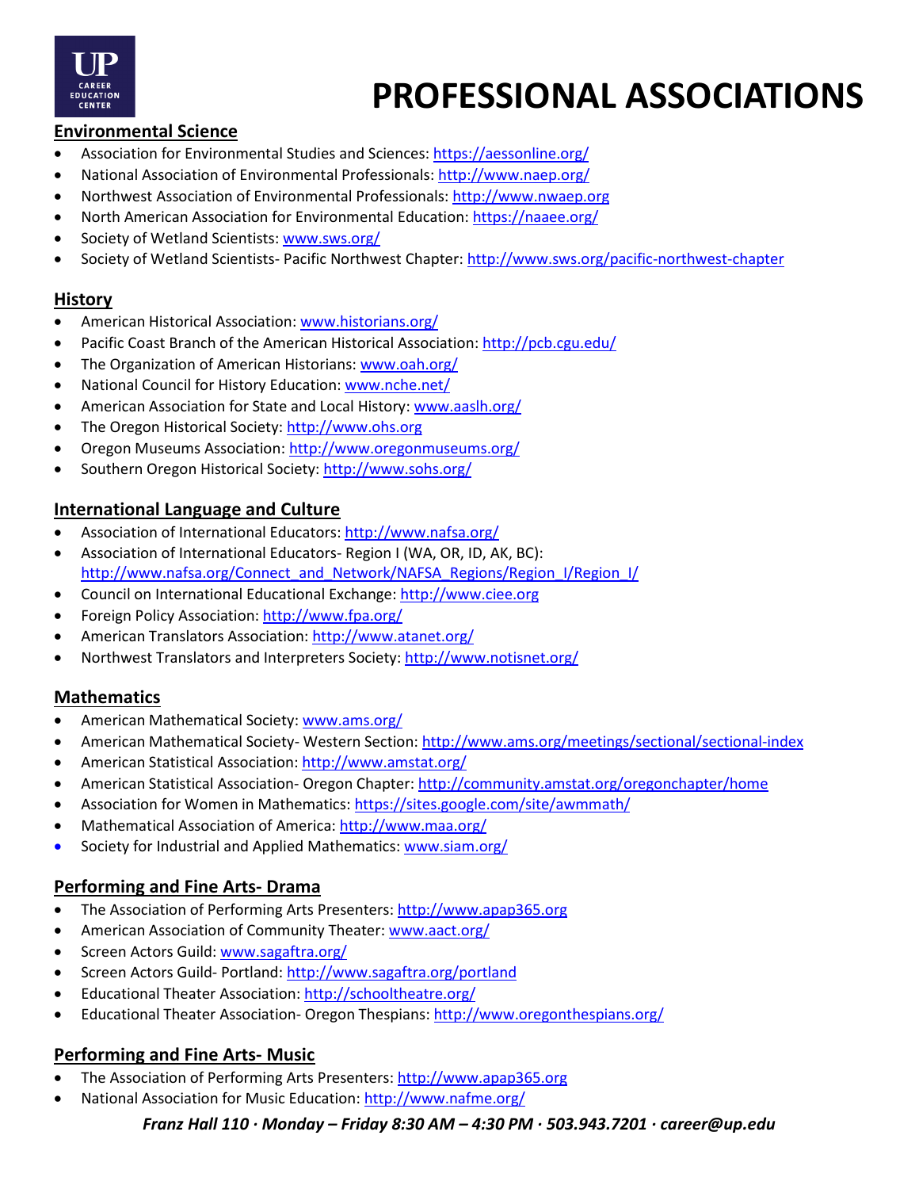# PROFESSIONAL ASSOCIATIONS

## Environmental Science

- Association for Environmental Studies and Sciences: https://aessonline.org/
- National Association of Environmental Professionals: http://www.naep.org/
- Northwest Association of Environmental Professionals: http://www.nwaep.org
- North American Association for Environmental Education: https://naaee.org/
- Society of Wetland Scientists: www.sws.org/
- Society of Wetland Scientists- Pacific Northwest Chapter: http://www.sws.org/pacific-northwest-chapter

## History

- American Historical Association: www.historians.org/
- Pacific Coast Branch of the American Historical Association: http://pcb.cgu.edu/
- The Organization of American Historians: www.oah.org/
- National Council for History Education: www.nche.net/
- American Association for State and Local History: www.aaslh.org/
- The Oregon Historical Society: http://www.ohs.org
- Oregon Museums Association: http://www.oregonmuseums.org/
- Southern Oregon Historical Society: http://www.sohs.org/

## International Language and Culture

- Association of International Educators: http://www.nafsa.org/
- Association of International Educators- Region I (WA, OR, ID, AK, BC): http://www.nafsa.org/Connect_and_Network/NAFSA_Regions/Region_I/Region_I/
- Council on International Educational Exchange: http://www.ciee.org
- Foreign Policy Association: http://www.fpa.org/
- American Translators Association: http://www.atanet.org/
- Northwest Translators and Interpreters Society: http://www.notisnet.org/

## Mathematics

- American Mathematical Society: www.ams.org/
- American Mathematical Society- Western Section: http://www.ams.org/meetings/sectional/sectional-index
- American Statistical Association: http://www.amstat.org/
- American Statistical Association- Oregon Chapter: http://community.amstat.org/oregonchapter/home
- Association for Women in Mathematics: https://sites.google.com/site/awmmath/
- Mathematical Association of America: http://www.maa.org/
- Society for Industrial and Applied Mathematics: www.siam.org/

## Performing and Fine Arts- Drama

- The Association of Performing Arts Presenters: http://www.apap365.org
- American Association of Community Theater: www.aact.org/
- Screen Actors Guild: www.sagaftra.org/
- Screen Actors Guild- Portland: http://www.sagaftra.org/portland
- Educational Theater Association: http://schooltheatre.org/
- Educational Theater Association- Oregon Thespians: http://www.oregonthespians.org/

## Performing and Fine Arts- Music

- The Association of Performing Arts Presenters: http://www.apap365.org
- National Association for Music Education: http://www.nafme.org/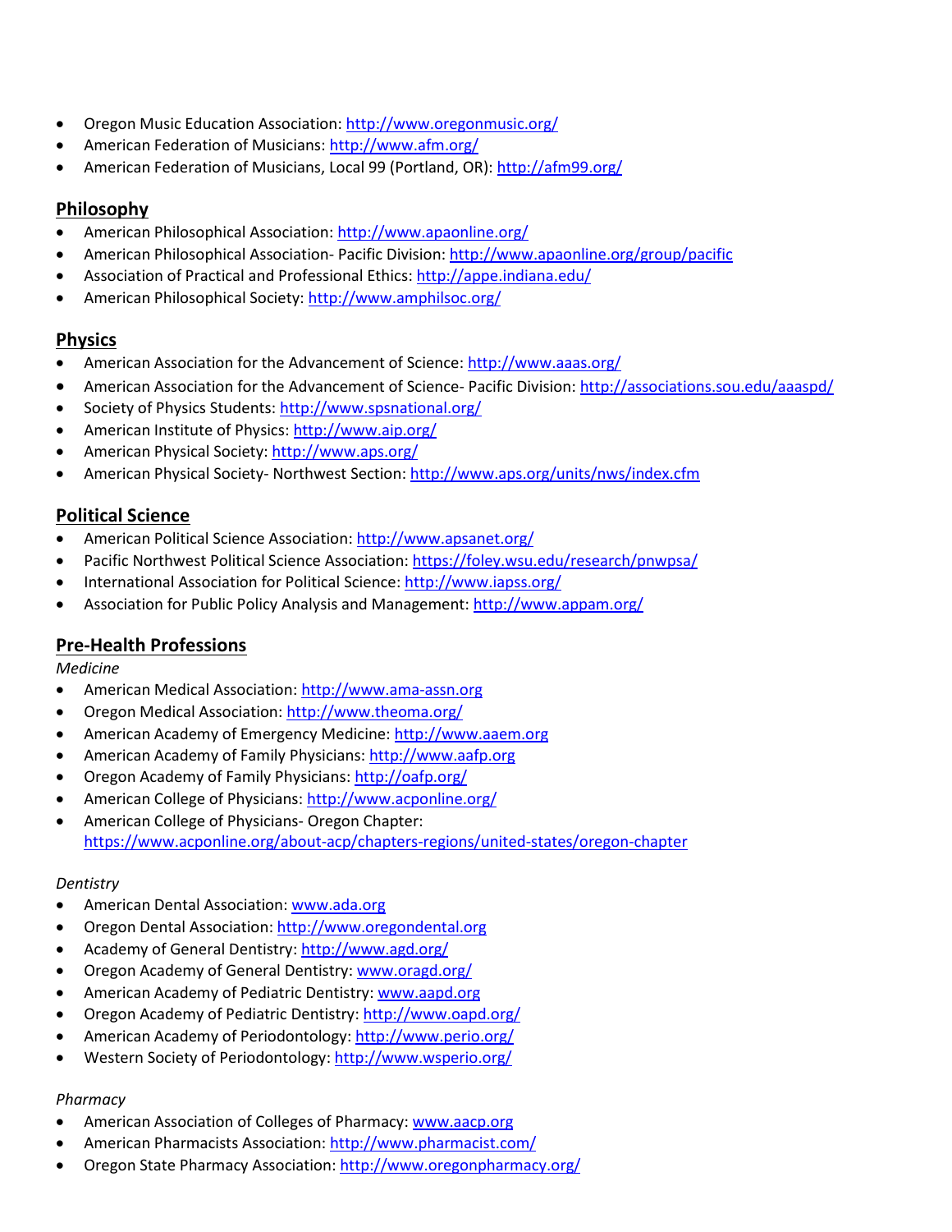- Oregon Music Education Association: http://www.oregonmusic.org/
- American Federation of Musicians: http://www.afm.org/
- American Federation of Musicians, Local 99 (Portland, OR): http://afm99.org/

## Philosophy

- American Philosophical Association: http://www.apaonline.org/
- American Philosophical Association- Pacific Division: http://www.apaonline.org/group/pacific
- Association of Practical and Professional Ethics: http://appe.indiana.edu/
- American Philosophical Society: http://www.amphilsoc.org/

## Physics

- American Association for the Advancement of Science: http://www.aaas.org/
- American Association for the Advancement of Science- Pacific Division: http://associations.sou.edu/aaaspd/
- Society of Physics Students: http://www.spsnational.org/
- American Institute of Physics: http://www.aip.org/
- American Physical Society: http://www.aps.org/
- American Physical Society- Northwest Section: http://www.aps.org/units/nws/index.cfm

## Political Science

- American Political Science Association: http://www.apsanet.org/
- Pacific Northwest Political Science Association: https://foley.wsu.edu/research/pnwpsa/
- International Association for Political Science: http://www.iapss.org/
- Association for Public Policy Analysis and Management: http://www.appam.org/

## Pre-Health Professions

*Medicine*

- American Medical Association: http://www.ama-assn.org
- Oregon Medical Association: http://www.theoma.org/
- American Academy of Emergency Medicine: http://www.aaem.org
- American Academy of Family Physicians: http://www.aafp.org
- Oregon Academy of Family Physicians: http://oafp.org/
- American College of Physicians: http://www.acponline.org/
- American College of Physicians- Oregon Chapter: https://www.acponline.org/about-acp/chapters-regions/united-states/oregon-chapter

*Dentistry*

- American Dental Association: www.ada.org
- Oregon Dental Association: http://www.oregondental.org
- Academy of General Dentistry: http://www.agd.org/
- Oregon Academy of General Dentistry: www.oragd.org/
- American Academy of Pediatric Dentistry: www.aapd.org
- Oregon Academy of Pediatric Dentistry: http://www.oapd.org/
- American Academy of Periodontology: http://www.perio.org/
- Western Society of Periodontology: http://www.wsperio.org/

*Pharmacy*

- American Association of Colleges of Pharmacy: www.aacp.org
- American Pharmacists Association: http://www.pharmacist.com/
- Oregon State Pharmacy Association: http://www.oregonpharmacy.org/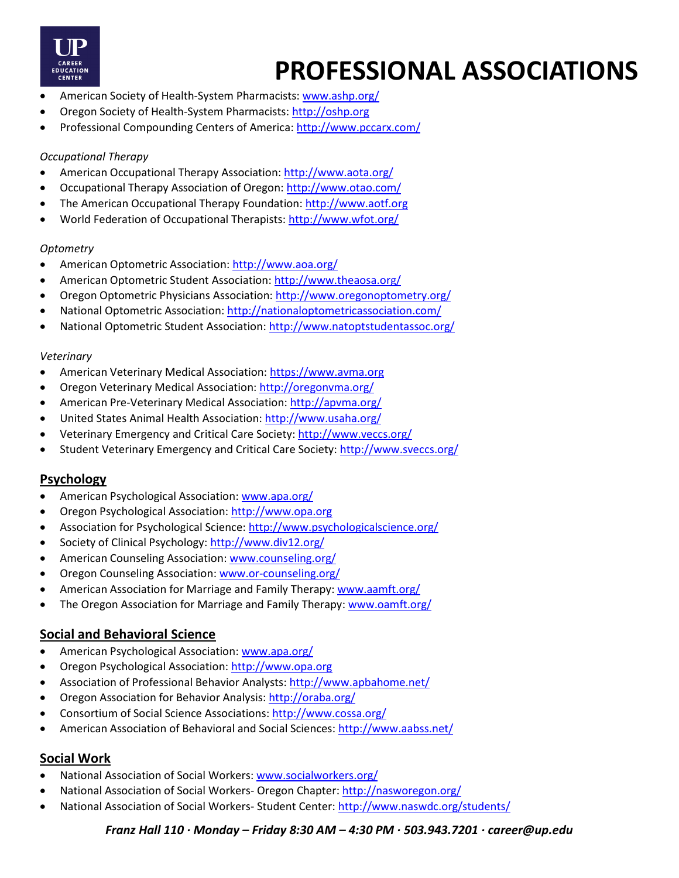# PROFESSIONAL ASSOCIATIONS

- American Society of Health-System Pharmacists: www.ashp.org/
- Oregon Society of Health-System Pharmacists: http://oshp.org
- Professional Compounding Centers of America: http://www.pccarx.com/

*Occupational Therapy*

- American Occupational Therapy Association: http://www.aota.org/
- Occupational Therapy Association of Oregon: http://www.otao.com/
- The American Occupational Therapy Foundation: http://www.aotf.org
- World Federation of Occupational Therapists: http://www.wfot.org/

*Optometry*

- American Optometric Association: http://www.aoa.org/
- American Optometric Student Association: http://www.theaosa.org/
- Oregon Optometric Physicians Association: http://www.oregonoptometry.org/
- National Optometric Association: http://nationaloptometricassociation.com/
- National Optometric Student Association: http://www.natoptstudentassoc.org/

*Veterinary*

- American Veterinary Medical Association: https://www.avma.org
- Oregon Veterinary Medical Association: http://oregonvma.org/
- American Pre-Veterinary Medical Association: http://apvma.org/
- United States Animal Health Association: http://www.usaha.org/
- Veterinary Emergency and Critical Care Society: http://www.veccs.org/
- Student Veterinary Emergency and Critical Care Society: http://www.sveccs.org/

## Psychology

- American Psychological Association: www.apa.org/
- Oregon Psychological Association: http://www.opa.org
- Association for Psychological Science: http://www.psychologicalscience.org/
- Society of Clinical Psychology: http://www.div12.org/
- American Counseling Association: www.counseling.org/
- Oregon Counseling Association: www.or-counseling.org/
- American Association for Marriage and Family Therapy: www.aamft.org/
- The Oregon Association for Marriage and Family Therapy: www.oamft.org/

## Social and Behavioral Science

- American Psychological Association: www.apa.org/
- Oregon Psychological Association: http://www.opa.org
- Association of Professional Behavior Analysts: http://www.apbahome.net/
- Oregon Association for Behavior Analysis: http://oraba.org/
- Consortium of Social Science Associations: http://www.cossa.org/
- American Association of Behavioral and Social Sciences: http://www.aabss.net/

## Social Work

- National Association of Social Workers: www.socialworkers.org/
- National Association of Social Workers- Oregon Chapter: http://nasworegon.org/
- National Association of Social Workers- Student Center: http://www.naswdc.org/students/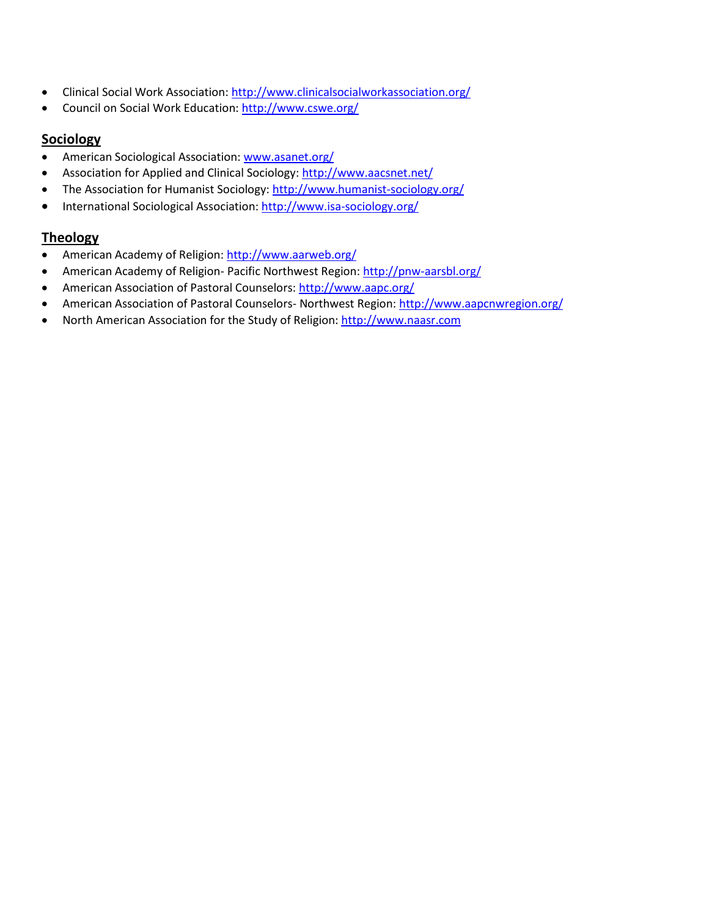- Clinical Social Work Association: http://www.clinicalsocialworkassociation.org/
- Council on Social Work Education: http://www.cswe.org/

## Sociology

- American Sociological Association: www.asanet.org/
- Association for Applied and Clinical Sociology: http://www.aacsnet.net/
- The Association for Humanist Sociology: http://www.humanist-sociology.org/
- International Sociological Association: http://www.isa-sociology.org/

## Theology

- American Academy of Religion: http://www.aarweb.org/
- American Academy of Religion- Pacific Northwest Region: http://pnw-aarsbl.org/
- American Association of Pastoral Counselors: http://www.aapc.org/
- American Association of Pastoral Counselors- Northwest Region: http://www.aapcnwregion.org/
- North American Association for the Study of Religion: http://www.naasr.com